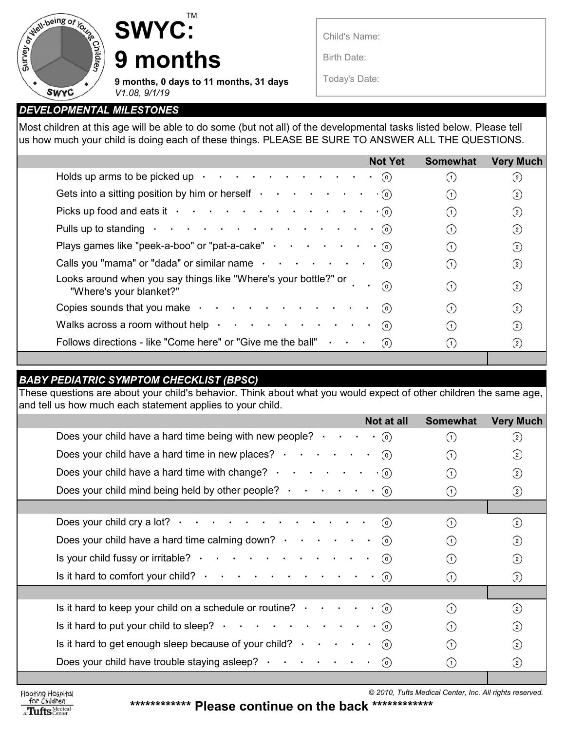# SWYC:™ 9 months

**9 months, 0 days to 11 months, 31 days**
*V1.08, 9/1/19*

Child's Name:

Birth Date:

Today's Date:

## DEVELOPMENTAL MILESTONES

Most children at this age will be able to do some (but not all) of the developmental tasks listed below. Please tell us how much your child is doing each of these things. PLEASE BE SURE TO ANSWER ALL THE QUESTIONS.

| | Not Yet | Somewhat | Very Much |
|---|---|---|---|
| Holds up arms to be picked up | 0 | 1 | 2 |
| Gets into a sitting position by him or herself | 0 | 1 | 2 |
| Picks up food and eats it | 0 | 1 | 2 |
| Pulls up to standing | 0 | 1 | 2 |
| Plays games like "peek-a-boo" or "pat-a-cake" | 0 | 1 | 2 |
| Calls you "mama" or "dada" or similar name | 0 | 1 | 2 |
| Looks around when you say things like "Where's your bottle?" or "Where's your blanket?" | 0 | 1 | 2 |
| Copies sounds that you make | 0 | 1 | 2 |
| Walks across a room without help | 0 | 1 | 2 |
| Follows directions - like "Come here" or "Give me the ball" | 0 | 1 | 2 |

## BABY PEDIATRIC SYMPTOM CHECKLIST (BPSC)

These questions are about your child's behavior. Think about what you would expect of other children the same age, and tell us how much each statement applies to your child.

| | Not at all | Somewhat | Very Much |
|---|---|---|---|
| Does your child have a hard time being with new people? | 0 | 1 | 2 |
| Does your child have a hard time in new places? | 0 | 1 | 2 |
| Does your child have a hard time with change? | 0 | 1 | 2 |
| Does your child mind being held by other people? | 0 | 1 | 2 |
| | | | |
| Does your child cry a lot? | 0 | 1 | 2 |
| Does your child have a hard time calming down? | 0 | 1 | 2 |
| Is your child fussy or irritable? | 0 | 1 | 2 |
| Is it hard to comfort your child? | 0 | 1 | 2 |
| | | | |
| Is it hard to keep your child on a schedule or routine? | 0 | 1 | 2 |
| Is it hard to put your child to sleep? | 0 | 1 | 2 |
| Is it hard to get enough sleep because of your child? | 0 | 1 | 2 |
| Does your child have trouble staying asleep? | 0 | 1 | 2 |

Floating Hospital for Children at Tufts Medical Center

*© 2010, Tufts Medical Center, Inc. All rights reserved.*

************ **Please continue on the back** ************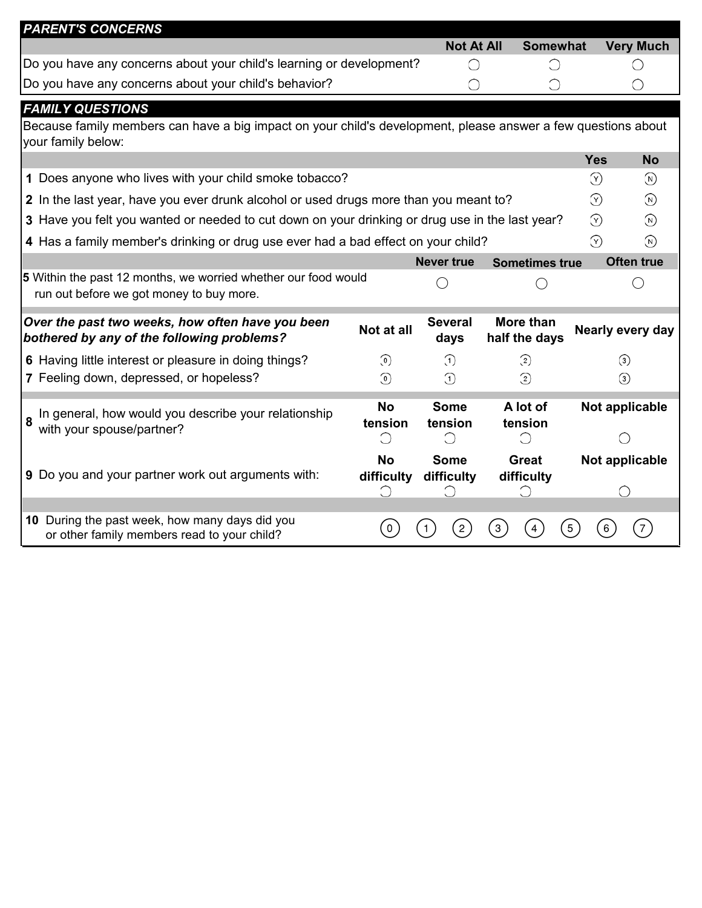## PARENT'S CONCERNS

| | Not At All | Somewhat | Very Much |
|---|---|---|---|
| Do you have any concerns about your child's learning or development? | ◯ | ◯ | ◯ |
| Do you have any concerns about your child's behavior? | ◯ | ◯ | ◯ |

## FAMILY QUESTIONS

Because family members can have a big impact on your child's development, please answer a few questions about your family below:

| | Yes | No |
|---|---|---|
| 1 Does anyone who lives with your child smoke tobacco? | Y | N |
| 2 In the last year, have you ever drunk alcohol or used drugs more than you meant to? | Y | N |
| 3 Have you felt you wanted or needed to cut down on your drinking or drug use in the last year? | Y | N |
| 4 Has a family member's drinking or drug use ever had a bad effect on your child? | Y | N |

| | Never true | Sometimes true | Often true |
|---|---|---|---|
| 5 Within the past 12 months, we worried whether our food would run out before we got money to buy more. | ◯ | ◯ | ◯ |

| ***Over the past two weeks, how often have you been bothered by any of the following problems?*** | Not at all | Several days | More than half the days | Nearly every day |
|---|---|---|---|---|
| 6 Having little interest or pleasure in doing things? | 0 | 1 | 2 | 3 |
| 7 Feeling down, depressed, or hopeless? | 0 | 1 | 2 | 3 |

| | No tension | Some tension | A lot of tension | Not applicable |
|---|---|---|---|---|
| 8 In general, how would you describe your relationship with your spouse/partner? | ◯ | ◯ | ◯ | ◯ |

| | No difficulty | Some difficulty | Great difficulty | Not applicable |
|---|---|---|---|---|
| 9 Do you and your partner work out arguments with: | ◯ | ◯ | ◯ | ◯ |

10 During the past week, how many days did you or other family members read to your child? (0) (1) (2) (3) (4) (5) (6) (7)